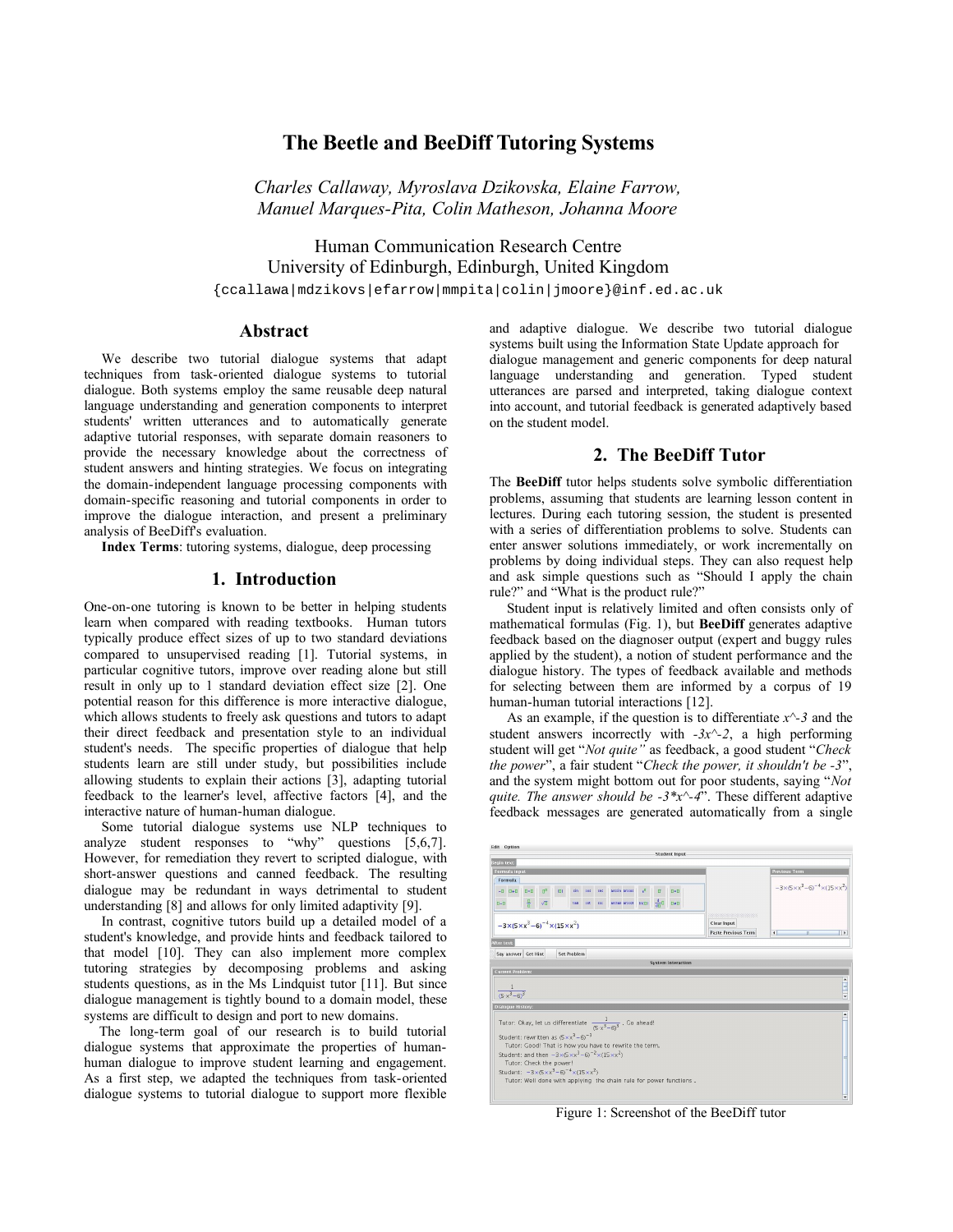# The Beetle and BeeDiff Tutoring Systems

*Charles Callaway, Myroslava Dzikovska, Elaine Farrow, Manuel Marques-Pita, Colin Matheson, Johanna Moore*

Human Communication Research Centre
University of Edinburgh, Edinburgh, United Kingdom

{ccallawa|mdzikovs|efarrow|mmpita|colin|jmoore}@inf.ed.ac.uk

## Abstract

We describe two tutorial dialogue systems that adapt techniques from task-oriented dialogue systems to tutorial dialogue. Both systems employ the same reusable deep natural language understanding and generation components to interpret students' written utterances and to automatically generate adaptive tutorial responses, with separate domain reasoners to provide the necessary knowledge about the correctness of student answers and hinting strategies. We focus on integrating the domain-independent language processing components with domain-specific reasoning and tutorial components in order to improve the dialogue interaction, and present a preliminary analysis of BeeDiff's evaluation.

**Index Terms**: tutoring systems, dialogue, deep processing

## 1. Introduction

One-on-one tutoring is known to be better in helping students learn when compared with reading textbooks. Human tutors typically produce effect sizes of up to two standard deviations compared to unsupervised reading [1]. Tutorial systems, in particular cognitive tutors, improve over reading alone but still result in only up to 1 standard deviation effect size [2]. One potential reason for this difference is more interactive dialogue, which allows students to freely ask questions and tutors to adapt their direct feedback and presentation style to an individual student's needs. The specific properties of dialogue that help students learn are still under study, but possibilities include allowing students to explain their actions [3], adapting tutorial feedback to the learner's level, affective factors [4], and the interactive nature of human-human dialogue.

Some tutorial dialogue systems use NLP techniques to analyze student responses to "why" questions [5,6,7]. However, for remediation they revert to scripted dialogue, with short-answer questions and canned feedback. The resulting dialogue may be redundant in ways detrimental to student understanding [8] and allows for only limited adaptivity [9].

In contrast, cognitive tutors build up a detailed model of a student's knowledge, and provide hints and feedback tailored to that model [10]. They can also implement more complex tutoring strategies by decomposing problems and asking students questions, as in the Ms Lindquist tutor [11]. But since dialogue management is tightly bound to a domain model, these systems are difficult to design and port to new domains.

The long-term goal of our research is to build tutorial dialogue systems that approximate the properties of human-human dialogue to improve student learning and engagement. As a first step, we adapted the techniques from task-oriented dialogue systems to tutorial dialogue to support more flexible and adaptive dialogue. We describe two tutorial dialogue systems built using the Information State Update approach for dialogue management and generic components for deep natural language understanding and generation. Typed student utterances are parsed and interpreted, taking dialogue context into account, and tutorial feedback is generated adaptively based on the student model.

## 2. The BeeDiff Tutor

The **BeeDiff** tutor helps students solve symbolic differentiation problems, assuming that students are learning lesson content in lectures. During each tutoring session, the student is presented with a series of differentiation problems to solve. Students can enter answer solutions immediately, or work incrementally on problems by doing individual steps. They can also request help and ask simple questions such as "Should I apply the chain rule?" and "What is the product rule?"

Student input is relatively limited and often consists only of mathematical formulas (Fig. 1), but **BeeDiff** generates adaptive feedback based on the diagnoser output (expert and buggy rules applied by the student), a notion of student performance and the dialogue history. The types of feedback available and methods for selecting between them are informed by a corpus of 19 human-human tutorial interactions [12].

As an example, if the question is to differentiate *x^-3* and the student answers incorrectly with *-3x^-2*, a high performing student will get "*Not quite"* as feedback, a good student "*Check the power*", a fair student "*Check the power, it shouldn't be -3*", and the system might bottom out for poor students, saying "*Not quite. The answer should be -3*x^-4*". These different adaptive feedback messages are generated automatically from a single

Figure 1: Screenshot of the BeeDiff tutor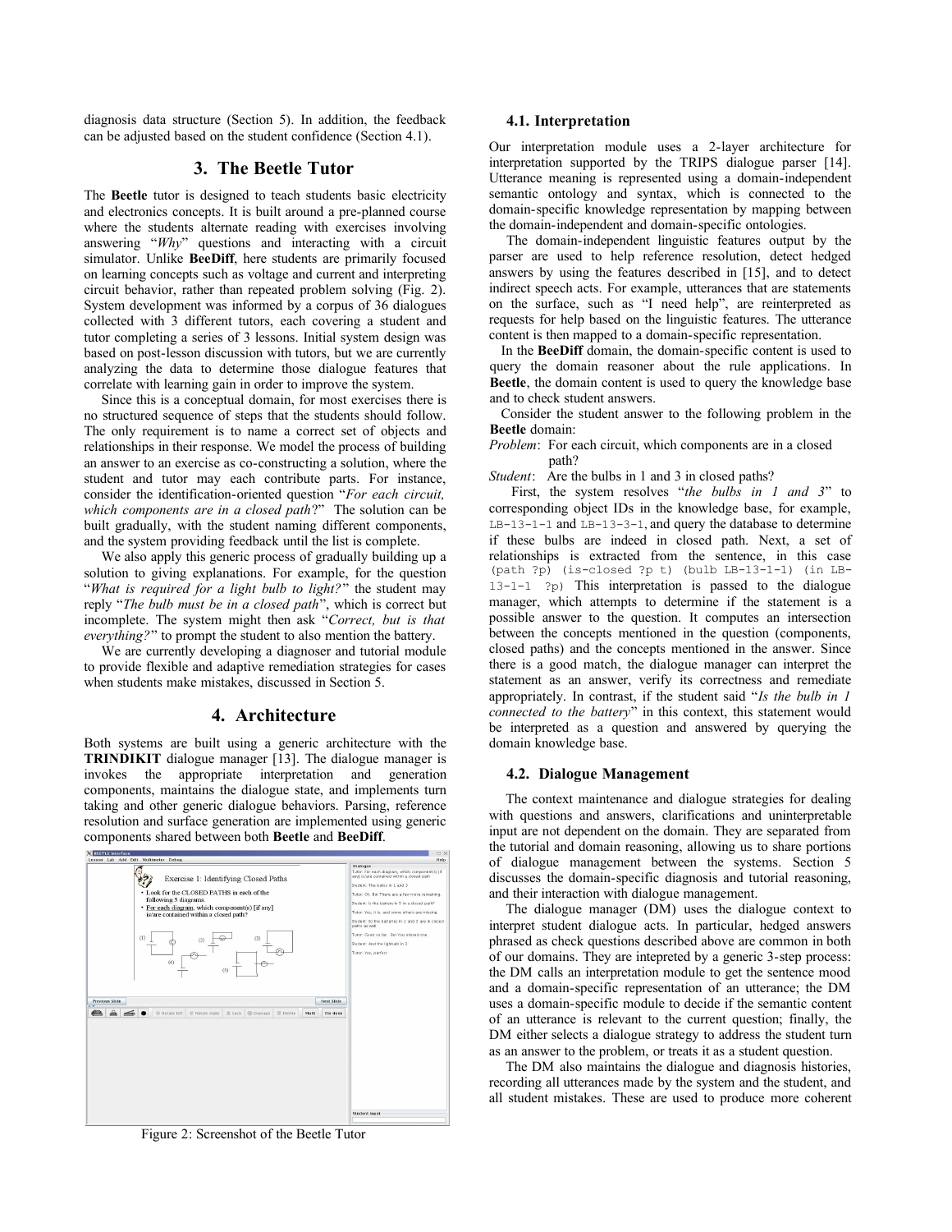diagnosis data structure (Section 5). In addition, the feedback can be adjusted based on the student confidence (Section 4.1).

## 3. The Beetle Tutor

The **Beetle** tutor is designed to teach students basic electricity and electronics concepts. It is built around a pre-planned course where the students alternate reading with exercises involving answering "*Why*" questions and interacting with a circuit simulator. Unlike **BeeDiff**, here students are primarily focused on learning concepts such as voltage and current and interpreting circuit behavior, rather than repeated problem solving (Fig. 2). System development was informed by a corpus of 36 dialogues collected with 3 different tutors, each covering a student and tutor completing a series of 3 lessons. Initial system design was based on post-lesson discussion with tutors, but we are currently analyzing the data to determine those dialogue features that correlate with learning gain in order to improve the system.

Since this is a conceptual domain, for most exercises there is no structured sequence of steps that the students should follow. The only requirement is to name a correct set of objects and relationships in their response. We model the process of building an answer to an exercise as co-constructing a solution, where the student and tutor may each contribute parts. For instance, consider the identification-oriented question "*For each circuit, which components are in a closed path*?" The solution can be built gradually, with the student naming different components, and the system providing feedback until the list is complete.

We also apply this generic process of gradually building up a solution to giving explanations. For example, for the question "*What is required for a light bulb to light?*" the student may reply "*The bulb must be in a closed path*", which is correct but incomplete. The system might then ask "*Correct, but is that everything?*" to prompt the student to also mention the battery.

We are currently developing a diagnoser and tutorial module to provide flexible and adaptive remediation strategies for cases when students make mistakes, discussed in Section 5.

## 4. Architecture

Both systems are built using a generic architecture with the **TRINDIKIT** dialogue manager [13]. The dialogue manager is invokes the appropriate interpretation and generation components, maintains the dialogue state, and implements turn taking and other generic dialogue behaviors. Parsing, reference resolution and surface generation are implemented using generic components shared between both **Beetle** and **BeeDiff**.

Figure 2: Screenshot of the Beetle Tutor

### 4.1. Interpretation

Our interpretation module uses a 2-layer architecture for interpretation supported by the TRIPS dialogue parser [14]. Utterance meaning is represented using a domain-independent semantic ontology and syntax, which is connected to the domain-specific knowledge representation by mapping between the domain-independent and domain-specific ontologies.

The domain-independent linguistic features output by the parser are used to help reference resolution, detect hedged answers by using the features described in [15], and to detect indirect speech acts. For example, utterances that are statements on the surface, such as "I need help", are reinterpreted as requests for help based on the linguistic features. The utterance content is then mapped to a domain-specific representation.

In the **BeeDiff** domain, the domain-specific content is used to query the domain reasoner about the rule applications. In **Beetle**, the domain content is used to query the knowledge base and to check student answers.

Consider the student answer to the following problem in the **Beetle** domain:

*Problem*: For each circuit, which components are in a closed path?

*Student*: Are the bulbs in 1 and 3 in closed paths?

First, the system resolves "*the bulbs in 1 and 3*" to corresponding object IDs in the knowledge base, for example, `LB-13-1-1` and `LB-13-3-1`, and query the database to determine if these bulbs are indeed in closed path. Next, a set of relationships is extracted from the sentence, in this case `(path ?p) (is-closed ?p t) (bulb LB-13-1-1) (in LB-13-1-1 ?p)` This interpretation is passed to the dialogue manager, which attempts to determine if the statement is a possible answer to the question. It computes an intersection between the concepts mentioned in the question (components, closed paths) and the concepts mentioned in the answer. Since there is a good match, the dialogue manager can interpret the statement as an answer, verify its correctness and remediate appropriately. In contrast, if the student said "*Is the bulb in 1 connected to the battery*" in this context, this statement would be interpreted as a question and answered by querying the domain knowledge base.

### 4.2. Dialogue Management

The context maintenance and dialogue strategies for dealing with questions and answers, clarifications and uninterpretable input are not dependent on the domain. They are separated from the tutorial and domain reasoning, allowing us to share portions of dialogue management between the systems. Section 5 discusses the domain-specific diagnosis and tutorial reasoning, and their interaction with dialogue management.

The dialogue manager (DM) uses the dialogue context to interpret student dialogue acts. In particular, hedged answers phrased as check questions described above are common in both of our domains. They are intepreted by a generic 3-step process: the DM calls an interpretation module to get the sentence mood and a domain-specific representation of an utterance; the DM uses a domain-specific module to decide if the semantic content of an utterance is relevant to the current question; finally, the DM either selects a dialogue strategy to address the student turn as an answer to the problem, or treats it as a student question.

The DM also maintains the dialogue and diagnosis histories, recording all utterances made by the system and the student, and all student mistakes. These are used to produce more coherent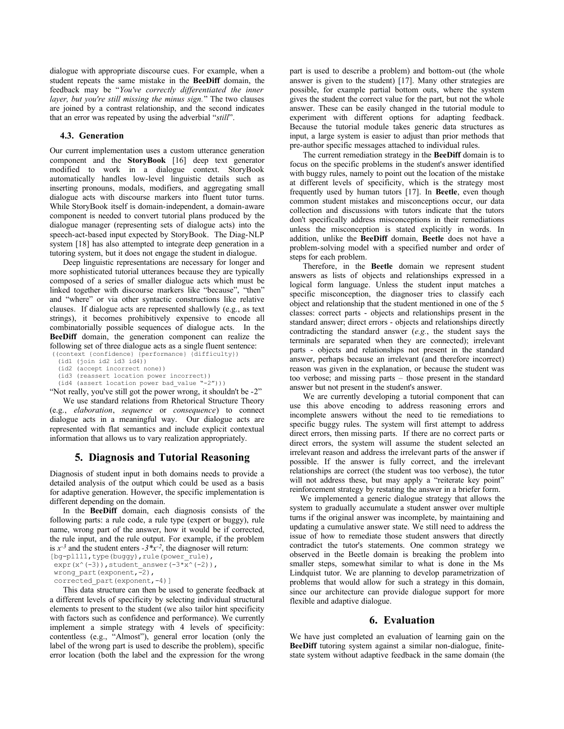dialogue with appropriate discourse cues. For example, when a student repeats the same mistake in the **BeeDiff** domain, the feedback may be "*You've correctly differentiated the inner layer, but you're still missing the minus sign.*" The two clauses are joined by a contrast relationship, and the second indicates that an error was repeated by using the adverbial "*still*".

### 4.3. Generation

Our current implementation uses a custom utterance generation component and the **StoryBook** [16] deep text generator modified to work in a dialogue context. StoryBook automatically handles low-level linguistic details such as inserting pronouns, modals, modifiers, and aggregating small dialogue acts with discourse markers into fluent tutor turns. While StoryBook itself is domain-independent, a domain-aware component is needed to convert tutorial plans produced by the dialogue manager (representing sets of dialogue acts) into the speech-act-based input expected by StoryBook. The Diag-NLP system [18] has also attempted to integrate deep generation in a tutoring system, but it does not engage the student in dialogue.

Deep linguistic representations are necessary for longer and more sophisticated tutorial utterances because they are typically composed of a series of smaller dialogue acts which must be linked together with discourse markers like "because", "then" and "where" or via other syntactic constructions like relative clauses. If dialogue acts are represented shallowly (e.g., as text strings), it becomes prohibitively expensive to encode all combinatorially possible sequences of dialogue acts. In the **BeeDiff** domain, the generation component can realize the following set of three dialogue acts as a single fluent sentence:

```
((context {confidence} {performance} {difficulty})
  (id1 (join id2 id3 id4))
  (id2 (accept incorrect none))
  (id3 (reassert location power incorrect))
  (id4 (assert location power bad_value "-2")))
```

"Not really, you've still got the power wrong, it shouldn't be -2"

We use standard relations from Rhetorical Structure Theory (e.g., *elaboration*, *sequence* or *consequence*) to connect dialogue acts in a meaningful way. Our dialogue acts are represented with flat semantics and include explicit contextual information that allows us to vary realization appropriately.

## 5. Diagnosis and Tutorial Reasoning

Diagnosis of student input in both domains needs to provide a detailed analysis of the output which could be used as a basis for adaptive generation. However, the specific implementation is different depending on the domain.

In the **BeeDiff** domain, each diagnosis consists of the following parts: a rule code, a rule type (expert or buggy), rule name, wrong part of the answer, how it would be if corrected, the rule input, and the rule output. For example, if the problem is $x^{-3}$ and the student enters $-3*x^{-2}$, the diagnoser will return:

```
[bg-pl111,type(buggy),rule(power_rule),
 expr(x^(-3)),student_answer(-3*x^(-2)),
 wrong_part(exponent,-2),
 corrected_part(exponent,-4)]
```

This data structure can then be used to generate feedback at a different levels of specificity by selecting individual structural elements to present to the student (we also tailor hint specificity with factors such as confidence and performance). We currently implement a simple strategy with 4 levels of specificity: contentless (e.g., "Almost"), general error location (only the label of the wrong part is used to describe the problem), specific error location (both the label and the expression for the wrong part is used to describe a problem) and bottom-out (the whole answer is given to the student) [17]. Many other strategies are possible, for example partial bottom outs, where the system gives the student the correct value for the part, but not the whole answer. These can be easily changed in the tutorial module to experiment with different options for adapting feedback. Because the tutorial module takes generic data structures as input, a large system is easier to adjust than prior methods that pre-author specific messages attached to individual rules.

The current remediation strategy in the **BeeDiff** domain is to focus on the specific problems in the student's answer identified with buggy rules, namely to point out the location of the mistake at different levels of specificity, which is the strategy most frequently used by human tutors [17]. In **Beetle**, even though common student mistakes and misconceptions occur, our data collection and discussions with tutors indicate that the tutors don't specifically address misconceptions in their remediations unless the misconception is stated explicitly in words. In addition, unlike the **BeeDiff** domain, **Beetle** does not have a problem-solving model with a specified number and order of steps for each problem.

Therefore, in the **Beetle** domain we represent student answers as lists of objects and relationships expressed in a logical form language. Unless the student input matches a specific misconception, the diagnoser tries to classify each object and relationship that the student mentioned in one of the 5 classes: correct parts - objects and relationships present in the standard answer; direct errors - objects and relationships directly contradicting the standard answer (*e.g.*, the student says the terminals are separated when they are connected); irrelevant parts - objects and relationships not present in the standard answer, perhaps because an irrelevant (and therefore incorrect) reason was given in the explanation, or because the student was too verbose; and missing parts – those present in the standard answer but not present in the student's answer.

We are currently developing a tutorial component that can use this above encoding to address reasoning errors and incomplete answers without the need to tie remediations to specific buggy rules. The system will first attempt to address direct errors, then missing parts. If there are no correct parts or direct errors, the system will assume the student selected an irrelevant reason and address the irrelevant parts of the answer if possible. If the answer is fully correct, and the irrelevant relationships are correct (the student was too verbose), the tutor will not address these, but may apply a "reiterate key point" reinforcement strategy by restating the answer in a briefer form.

We implemented a generic dialogue strategy that allows the system to gradually accumulate a student answer over multiple turns if the original answer was incomplete, by maintaining and updating a cumulative answer state. We still need to address the issue of how to remediate those student answers that directly contradict the tutor's statements. One common strategy we observed in the Beetle domain is breaking the problem into smaller steps, somewhat similar to what is done in the Ms Lindquist tutor. We are planning to develop parametrization of problems that would allow for such a strategy in this domain, since our architecture can provide dialogue support for more flexible and adaptive dialogue.

## 6. Evaluation

We have just completed an evaluation of learning gain on the **BeeDiff** tutoring system against a similar non-dialogue, finite-state system without adaptive feedback in the same domain (the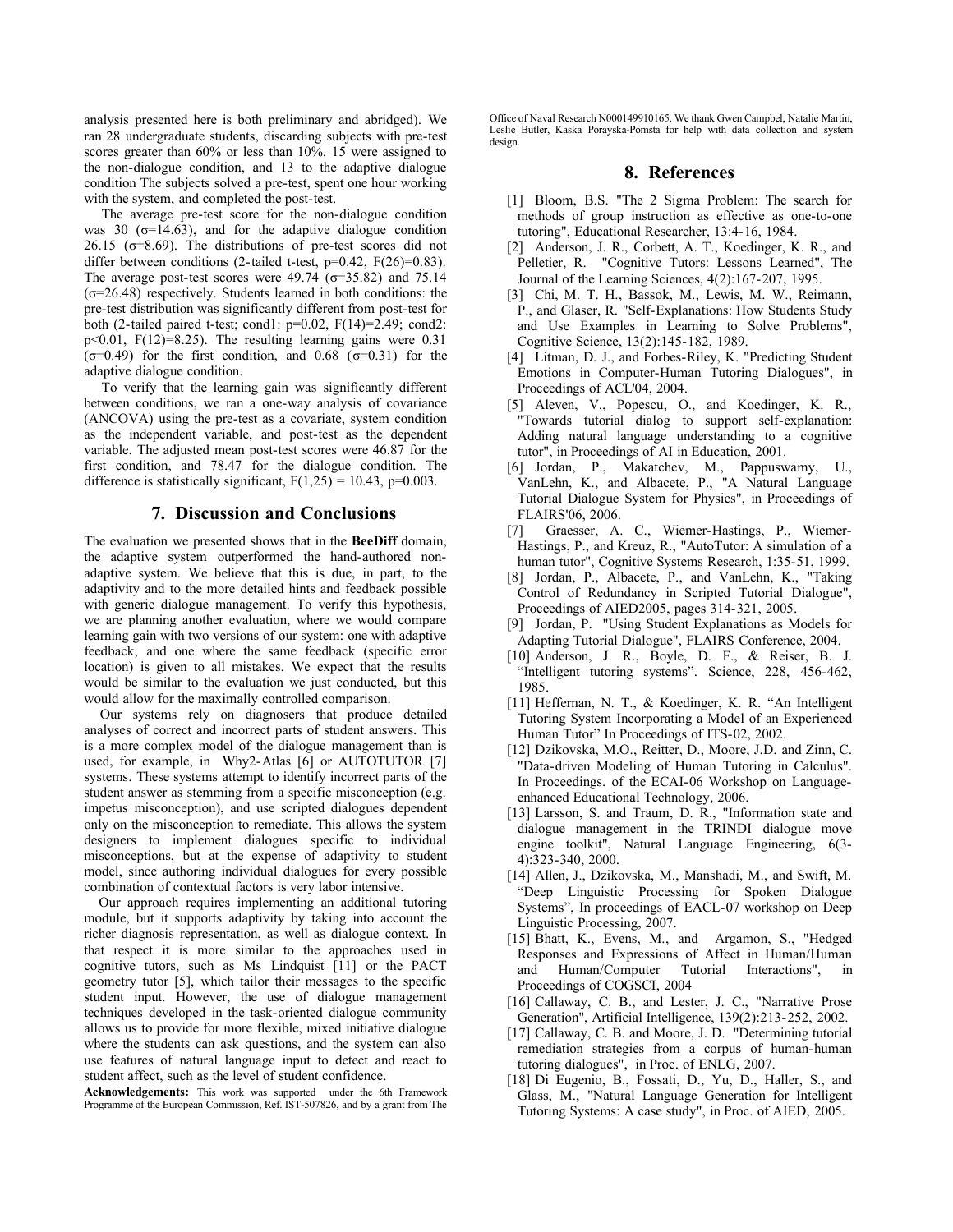analysis presented here is both preliminary and abridged). We ran 28 undergraduate students, discarding subjects with pre-test scores greater than 60% or less than 10%. 15 were assigned to the non-dialogue condition, and 13 to the adaptive dialogue condition The subjects solved a pre-test, spent one hour working with the system, and completed the post-test.

The average pre-test score for the non-dialogue condition was 30 ($\sigma$=14.63), and for the adaptive dialogue condition 26.15 ($\sigma$=8.69). The distributions of pre-test scores did not differ between conditions (2-tailed t-test, $p$=0.42, $F(26)$=0.83). The average post-test scores were 49.74 ($\sigma$=35.82) and 75.14 ($\sigma$=26.48) respectively. Students learned in both conditions: the pre-test distribution was significantly different from post-test for both (2-tailed paired t-test; cond1: $p$=0.02, $F(14)$=2.49; cond2: $p$<0.01, $F(12)$=8.25). The resulting learning gains were 0.31 ($\sigma$=0.49) for the first condition, and 0.68 ($\sigma$=0.31) for the adaptive dialogue condition.

To verify that the learning gain was significantly different between conditions, we ran a one-way analysis of covariance (ANCOVA) using the pre-test as a covariate, system condition as the independent variable, and post-test as the dependent variable. The adjusted mean post-test scores were 46.87 for the first condition, and 78.47 for the dialogue condition. The difference is statistically significant, $F(1,25)$ = 10.43, $p$=0.003.

## 7. Discussion and Conclusions

The evaluation we presented shows that in the **BeeDiff** domain, the adaptive system outperformed the hand-authored non-adaptive system. We believe that this is due, in part, to the adaptivity and to the more detailed hints and feedback possible with generic dialogue management. To verify this hypothesis, we are planning another evaluation, where we would compare learning gain with two versions of our system: one with adaptive feedback, and one where the same feedback (specific error location) is given to all mistakes. We expect that the results would be similar to the evaluation we just conducted, but this would allow for the maximally controlled comparison.

Our systems rely on diagnosers that produce detailed analyses of correct and incorrect parts of student answers. This is a more complex model of the dialogue management than is used, for example, in Why2-Atlas [6] or AUTOTUTOR [7] systems. These systems attempt to identify incorrect parts of the student answer as stemming from a specific misconception (e.g. impetus misconception), and use scripted dialogues dependent only on the misconception to remediate. This allows the system designers to implement dialogues specific to individual misconceptions, but at the expense of adaptivity to student model, since authoring individual dialogues for every possible combination of contextual factors is very labor intensive.

Our approach requires implementing an additional tutoring module, but it supports adaptivity by taking into account the richer diagnosis representation, as well as dialogue context. In that respect it is more similar to the approaches used in cognitive tutors, such as Ms Lindquist [11] or the PACT geometry tutor [5], which tailor their messages to the specific student input. However, the use of dialogue management techniques developed in the task-oriented dialogue community allows us to provide for more flexible, mixed initiative dialogue where the students can ask questions, and the system can also use features of natural language input to detect and react to student affect, such as the level of student confidence.

**Acknowledgements:** This work was supported under the 6th Framework Programme of the European Commission, Ref. IST-507826, and by a grant from The Office of Naval Research N000149910165. We thank Gwen Campbel, Natalie Martin, Leslie Butler, Kaska Porayska-Pomsta for help with data collection and system design.

## 8. References

[1] Bloom, B.S. "The 2 Sigma Problem: The search for methods of group instruction as effective as one-to-one tutoring", Educational Researcher, 13:4-16, 1984.

[2] Anderson, J. R., Corbett, A. T., Koedinger, K. R., and Pelletier, R. "Cognitive Tutors: Lessons Learned", The Journal of the Learning Sciences, 4(2):167-207, 1995.

[3] Chi, M. T. H., Bassok, M., Lewis, M. W., Reimann, P., and Glaser, R. "Self-Explanations: How Students Study and Use Examples in Learning to Solve Problems", Cognitive Science, 13(2):145-182, 1989.

[4] Litman, D. J., and Forbes-Riley, K. "Predicting Student Emotions in Computer-Human Tutoring Dialogues", in Proceedings of ACL'04, 2004.

[5] Aleven, V., Popescu, O., and Koedinger, K. R., "Towards tutorial dialog to support self-explanation: Adding natural language understanding to a cognitive tutor", in Proceedings of AI in Education, 2001.

[6] Jordan, P., Makatchev, M., Pappuswamy, U., VanLehn, K., and Albacete, P., "A Natural Language Tutorial Dialogue System for Physics", in Proceedings of FLAIRS'06, 2006.

[7] Graesser, A. C., Wiemer-Hastings, P., Wiemer-Hastings, P., and Kreuz, R., "AutoTutor: A simulation of a human tutor", Cognitive Systems Research, 1:35-51, 1999.

[8] Jordan, P., Albacete, P., and VanLehn, K., "Taking Control of Redundancy in Scripted Tutorial Dialogue", Proceedings of AIED2005, pages 314-321, 2005.

[9] Jordan, P. "Using Student Explanations as Models for Adapting Tutorial Dialogue", FLAIRS Conference, 2004.

[10] Anderson, J. R., Boyle, D. F., & Reiser, B. J. "Intelligent tutoring systems". Science, 228, 456-462, 1985.

[11] Heffernan, N. T., & Koedinger, K. R. "An Intelligent Tutoring System Incorporating a Model of an Experienced Human Tutor" In Proceedings of ITS-02, 2002.

[12] Dzikovska, M.O., Reitter, D., Moore, J.D. and Zinn, C. "Data-driven Modeling of Human Tutoring in Calculus". In Proceedings. of the ECAI-06 Workshop on Language-enhanced Educational Technology, 2006.

[13] Larsson, S. and Traum, D. R., "Information state and dialogue management in the TRINDI dialogue move engine toolkit", Natural Language Engineering, 6(3-4):323-340, 2000.

[14] Allen, J., Dzikovska, M., Manshadi, M., and Swift, M. "Deep Linguistic Processing for Spoken Dialogue Systems", In proceedings of EACL-07 workshop on Deep Linguistic Processing, 2007.

[15] Bhatt, K., Evens, M., and Argamon, S., "Hedged Responses and Expressions of Affect in Human/Human and Human/Computer Tutorial Interactions", in Proceedings of COGSCI, 2004

[16] Callaway, C. B., and Lester, J. C., "Narrative Prose Generation", Artificial Intelligence, 139(2):213-252, 2002.

[17] Callaway, C. B. and Moore, J. D. "Determining tutorial remediation strategies from a corpus of human-human tutoring dialogues", in Proc. of ENLG, 2007.

[18] Di Eugenio, B., Fossati, D., Yu, D., Haller, S., and Glass, M., "Natural Language Generation for Intelligent Tutoring Systems: A case study", in Proc. of AIED, 2005.